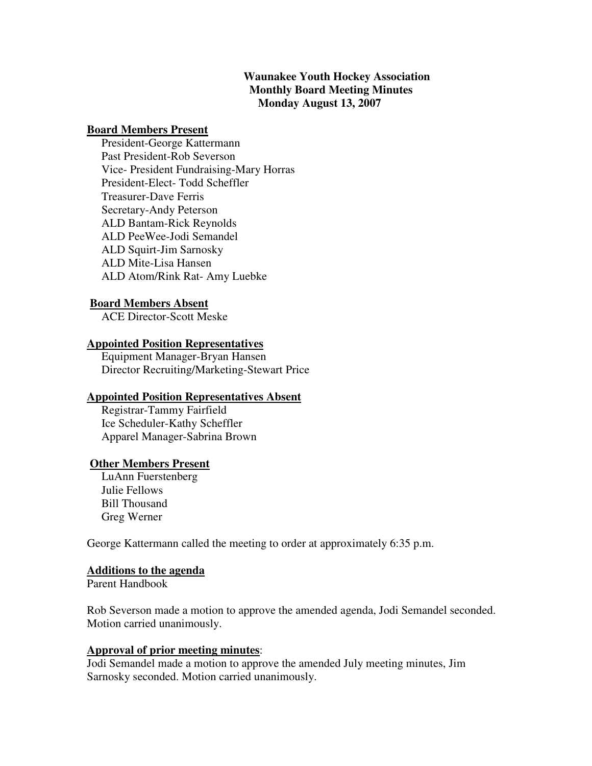**Waunakee Youth Hockey Association**
**Monthly Board Meeting Minutes**
**Monday August 13, 2007**

**Board Members Present**

President-George Kattermann
Past President-Rob Severson
Vice- President Fundraising-Mary Horras
President-Elect- Todd Scheffler
Treasurer-Dave Ferris
Secretary-Andy Peterson
ALD Bantam-Rick Reynolds
ALD PeeWee-Jodi Semandel
ALD Squirt-Jim Sarnosky
ALD Mite-Lisa Hansen
ALD Atom/Rink Rat- Amy Luebke

**Board Members Absent**

ACE Director-Scott Meske

**Appointed Position Representatives**

Equipment Manager-Bryan Hansen
Director Recruiting/Marketing-Stewart Price

**Appointed Position Representatives Absent**

Registrar-Tammy Fairfield
Ice Scheduler-Kathy Scheffler
Apparel Manager-Sabrina Brown

**Other Members Present**

LuAnn Fuerstenberg
Julie Fellows
Bill Thousand
Greg Werner

George Kattermann called the meeting to order at approximately 6:35 p.m.

**Additions to the agenda**

Parent Handbook

Rob Severson made a motion to approve the amended agenda, Jodi Semandel seconded. Motion carried unanimously.

**Approval of prior meeting minutes**:

Jodi Semandel made a motion to approve the amended July meeting minutes, Jim Sarnosky seconded. Motion carried unanimously.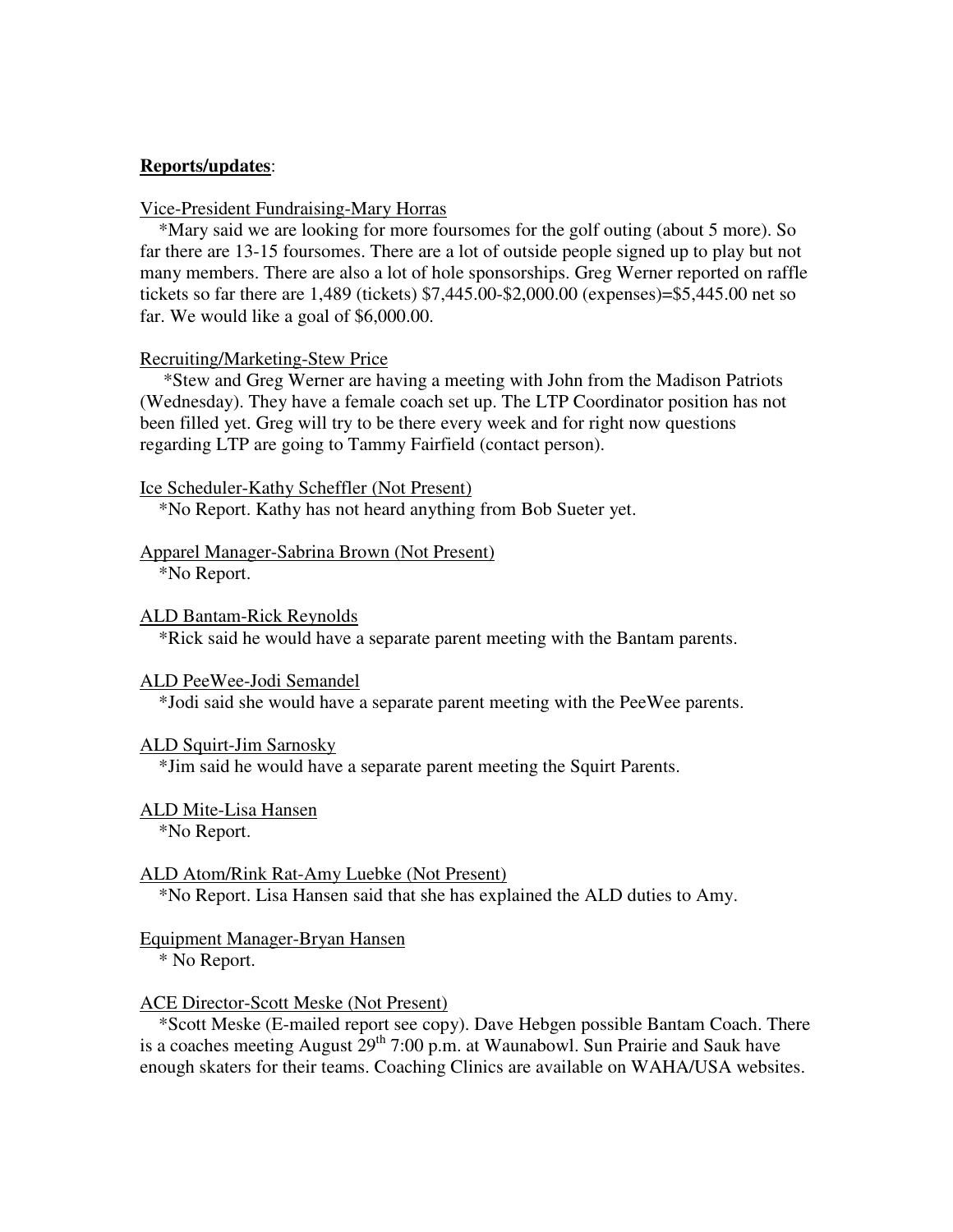**Reports/updates**:

Vice-President Fundraising-Mary Horras

*Mary said we are looking for more foursomes for the golf outing (about 5 more). So far there are 13-15 foursomes. There are a lot of outside people signed up to play but not many members. There are also a lot of hole sponsorships. Greg Werner reported on raffle tickets so far there are 1,489 (tickets) $7,445.00-$2,000.00 (expenses)=$5,445.00 net so far. We would like a goal of $6,000.00.

Recruiting/Marketing-Stew Price

*Stew and Greg Werner are having a meeting with John from the Madison Patriots (Wednesday). They have a female coach set up. The LTP Coordinator position has not been filled yet. Greg will try to be there every week and for right now questions regarding LTP are going to Tammy Fairfield (contact person).

Ice Scheduler-Kathy Scheffler (Not Present)

*No Report. Kathy has not heard anything from Bob Sueter yet.

Apparel Manager-Sabrina Brown (Not Present)

*No Report.

ALD Bantam-Rick Reynolds

*Rick said he would have a separate parent meeting with the Bantam parents.

ALD PeeWee-Jodi Semandel

*Jodi said she would have a separate parent meeting with the PeeWee parents.

ALD Squirt-Jim Sarnosky

*Jim said he would have a separate parent meeting the Squirt Parents.

ALD Mite-Lisa Hansen

*No Report.

ALD Atom/Rink Rat-Amy Luebke (Not Present)

*No Report. Lisa Hansen said that she has explained the ALD duties to Amy.

Equipment Manager-Bryan Hansen

* No Report.

ACE Director-Scott Meske (Not Present)

*Scott Meske (E-mailed report see copy). Dave Hebgen possible Bantam Coach. There is a coaches meeting August 29th 7:00 p.m. at Waunabowl. Sun Prairie and Sauk have enough skaters for their teams. Coaching Clinics are available on WAHA/USA websites.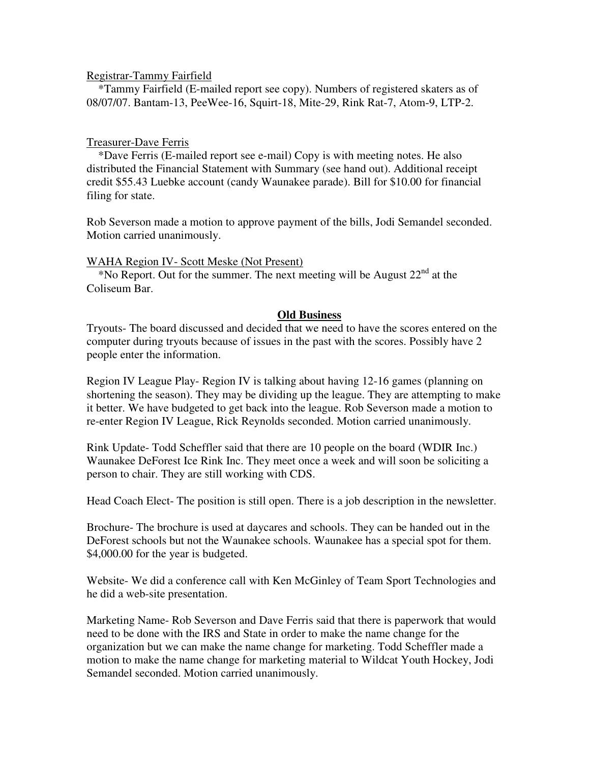Registrar-Tammy Fairfield

*Tammy Fairfield (E-mailed report see copy). Numbers of registered skaters as of 08/07/07. Bantam-13, PeeWee-16, Squirt-18, Mite-29, Rink Rat-7, Atom-9, LTP-2.

Treasurer-Dave Ferris

*Dave Ferris (E-mailed report see e-mail) Copy is with meeting notes. He also distributed the Financial Statement with Summary (see hand out). Additional receipt credit $55.43 Luebke account (candy Waunakee parade). Bill for $10.00 for financial filing for state.

Rob Severson made a motion to approve payment of the bills, Jodi Semandel seconded. Motion carried unanimously.

WAHA Region IV- Scott Meske (Not Present)

*No Report. Out for the summer. The next meeting will be August 22nd at the Coliseum Bar.

## Old Business

Tryouts- The board discussed and decided that we need to have the scores entered on the computer during tryouts because of issues in the past with the scores. Possibly have 2 people enter the information.

Region IV League Play- Region IV is talking about having 12-16 games (planning on shortening the season). They may be dividing up the league. They are attempting to make it better. We have budgeted to get back into the league. Rob Severson made a motion to re-enter Region IV League, Rick Reynolds seconded. Motion carried unanimously.

Rink Update- Todd Scheffler said that there are 10 people on the board (WDIR Inc.) Waunakee DeForest Ice Rink Inc. They meet once a week and will soon be soliciting a person to chair. They are still working with CDS.

Head Coach Elect- The position is still open. There is a job description in the newsletter.

Brochure- The brochure is used at daycares and schools. They can be handed out in the DeForest schools but not the Waunakee schools. Waunakee has a special spot for them. $4,000.00 for the year is budgeted.

Website- We did a conference call with Ken McGinley of Team Sport Technologies and he did a web-site presentation.

Marketing Name- Rob Severson and Dave Ferris said that there is paperwork that would need to be done with the IRS and State in order to make the name change for the organization but we can make the name change for marketing. Todd Scheffler made a motion to make the name change for marketing material to Wildcat Youth Hockey, Jodi Semandel seconded. Motion carried unanimously.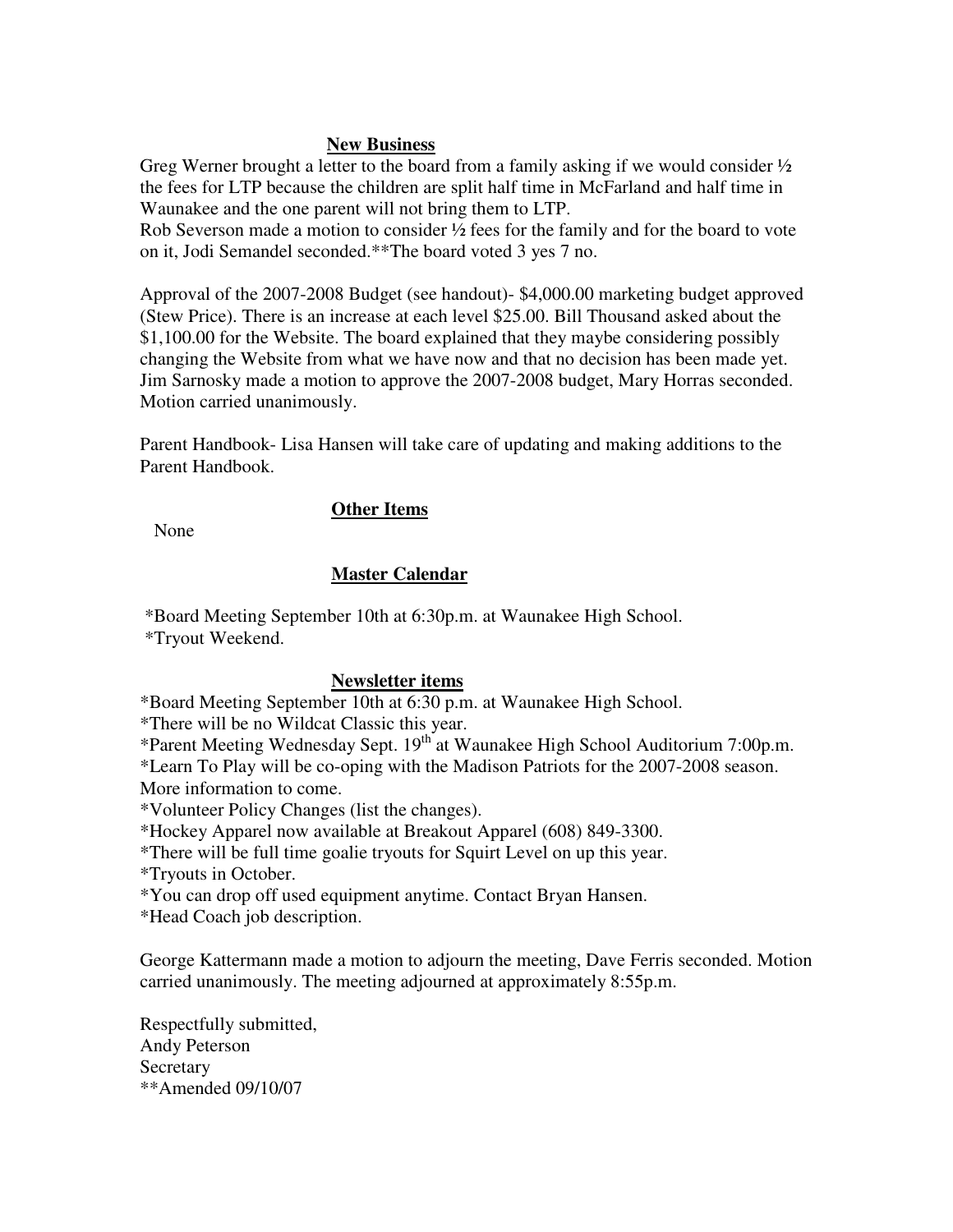## New Business

Greg Werner brought a letter to the board from a family asking if we would consider ½ the fees for LTP because the children are split half time in McFarland and half time in Waunakee and the one parent will not bring them to LTP.
Rob Severson made a motion to consider ½ fees for the family and for the board to vote on it, Jodi Semandel seconded.**The board voted 3 yes 7 no.

Approval of the 2007-2008 Budget (see handout)- $4,000.00 marketing budget approved (Stew Price). There is an increase at each level $25.00. Bill Thousand asked about the $1,100.00 for the Website. The board explained that they maybe considering possibly changing the Website from what we have now and that no decision has been made yet. Jim Sarnosky made a motion to approve the 2007-2008 budget, Mary Horras seconded. Motion carried unanimously.

Parent Handbook- Lisa Hansen will take care of updating and making additions to the Parent Handbook.

## Other Items

None

## Master Calendar

*Board Meeting September 10th at 6:30p.m. at Waunakee High School.
*Tryout Weekend.

## Newsletter items

*Board Meeting September 10th at 6:30 p.m. at Waunakee High School.
*There will be no Wildcat Classic this year.
*Parent Meeting Wednesday Sept. 19th at Waunakee High School Auditorium 7:00p.m.
*Learn To Play will be co-oping with the Madison Patriots for the 2007-2008 season. More information to come.
*Volunteer Policy Changes (list the changes).
*Hockey Apparel now available at Breakout Apparel (608) 849-3300.
*There will be full time goalie tryouts for Squirt Level on up this year.
*Tryouts in October.
*You can drop off used equipment anytime. Contact Bryan Hansen.
*Head Coach job description.

George Kattermann made a motion to adjourn the meeting, Dave Ferris seconded. Motion carried unanimously. The meeting adjourned at approximately 8:55p.m.

Respectfully submitted,
Andy Peterson
Secretary
**Amended 09/10/07